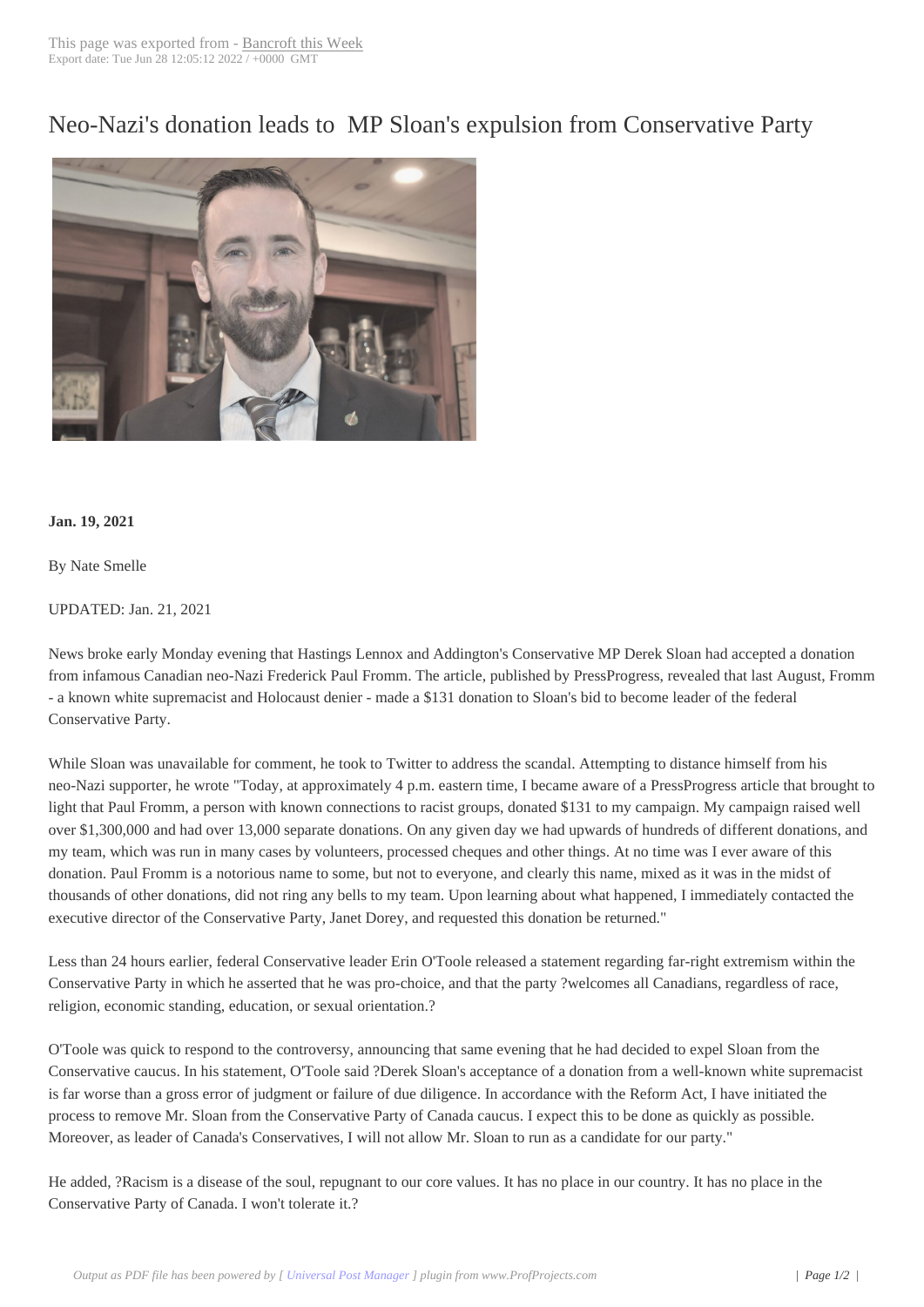# Neo-Nazi's donation leads to MP Sloan's expulsion from Conservative Party

**Jan. 19, 2021**

By Nate Smelle

UPDATED: Jan. 21, 2021

News broke early Monday evening that Hastings Lennox and Addington's Conservative MP Derek Sloan had accepted a donation from infamous Canadian neo-Nazi Frederick Paul Fromm. The article, published by PressProgress, revealed that last August, Fromm - a known white supremacist and Holocaust denier - made a $131 donation to Sloan's bid to become leader of the federal Conservative Party.

While Sloan was unavailable for comment, he took to Twitter to address the scandal. Attempting to distance himself from his neo-Nazi supporter, he wrote "Today, at approximately 4 p.m. eastern time, I became aware of a PressProgress article that brought to light that Paul Fromm, a person with known connections to racist groups, donated $131 to my campaign. My campaign raised well over $1,300,000 and had over 13,000 separate donations. On any given day we had upwards of hundreds of different donations, and my team, which was run in many cases by volunteers, processed cheques and other things. At no time was I ever aware of this donation. Paul Fromm is a notorious name to some, but not to everyone, and clearly this name, mixed as it was in the midst of thousands of other donations, did not ring any bells to my team. Upon learning about what happened, I immediately contacted the executive director of the Conservative Party, Janet Dorey, and requested this donation be returned."

Less than 24 hours earlier, federal Conservative leader Erin O'Toole released a statement regarding far-right extremism within the Conservative Party in which he asserted that he was pro-choice, and that the party ?welcomes all Canadians, regardless of race, religion, economic standing, education, or sexual orientation.?

O'Toole was quick to respond to the controversy, announcing that same evening that he had decided to expel Sloan from the Conservative caucus. In his statement, O'Toole said ?Derek Sloan's acceptance of a donation from a well-known white supremacist is far worse than a gross error of judgment or failure of due diligence. In accordance with the Reform Act, I have initiated the process to remove Mr. Sloan from the Conservative Party of Canada caucus. I expect this to be done as quickly as possible. Moreover, as leader of Canada's Conservatives, I will not allow Mr. Sloan to run as a candidate for our party."

He added, ?Racism is a disease of the soul, repugnant to our core values. It has no place in our country. It has no place in the Conservative Party of Canada. I won't tolerate it.?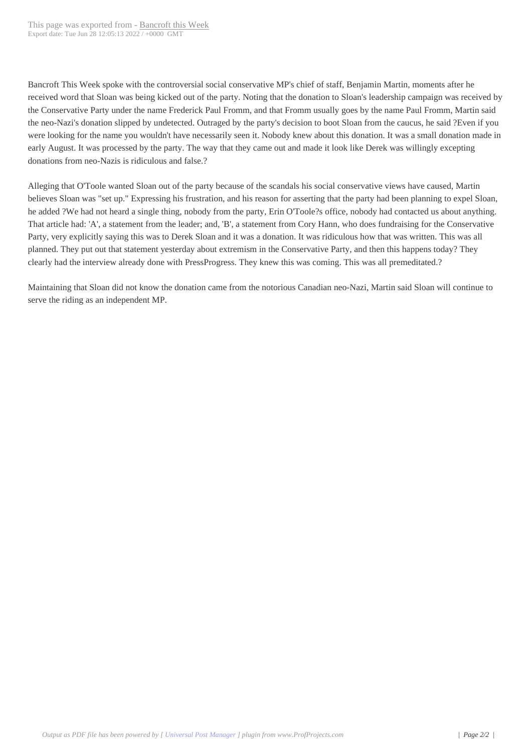Bancroft This Week spoke with the controversial social conservative MP's chief of staff, Benjamin Martin, moments after he received word that Sloan was being kicked out of the party. Noting that the donation to Sloan's leadership campaign was received by the Conservative Party under the name Frederick Paul Fromm, and that Fromm usually goes by the name Paul Fromm, Martin said the neo-Nazi's donation slipped by undetected. Outraged by the party's decision to boot Sloan from the caucus, he said ?Even if you were looking for the name you wouldn't have necessarily seen it. Nobody knew about this donation. It was a small donation made in early August. It was processed by the party. The way that they came out and made it look like Derek was willingly excepting donations from neo-Nazis is ridiculous and false.?

Alleging that O'Toole wanted Sloan out of the party because of the scandals his social conservative views have caused, Martin believes Sloan was "set up." Expressing his frustration, and his reason for asserting that the party had been planning to expel Sloan, he added ?We had not heard a single thing, nobody from the party, Erin O'Toole?s office, nobody had contacted us about anything. That article had: 'A', a statement from the leader; and, 'B', a statement from Cory Hann, who does fundraising for the Conservative Party, very explicitly saying this was to Derek Sloan and it was a donation. It was ridiculous how that was written. This was all planned. They put out that statement yesterday about extremism in the Conservative Party, and then this happens today? They clearly had the interview already done with PressProgress. They knew this was coming. This was all premeditated.?

Maintaining that Sloan did not know the donation came from the notorious Canadian neo-Nazi, Martin said Sloan will continue to serve the riding as an independent MP.